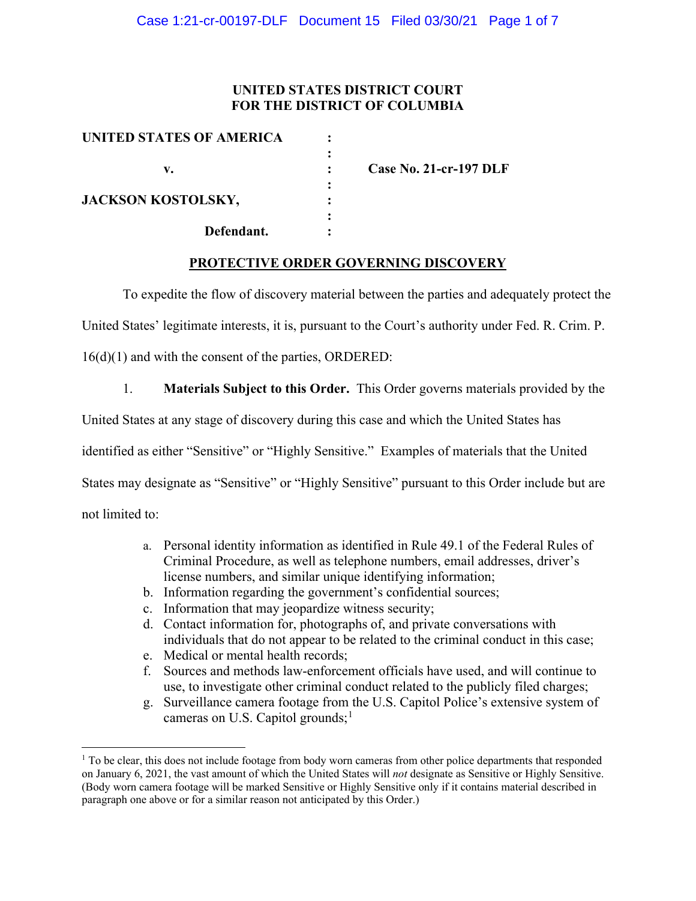**UNITED STATES DISTRICT COURT**
**FOR THE DISTRICT OF COLUMBIA**

| | | |
|---|---|---|
| **UNITED STATES OF AMERICA** | : | |
| | : | |
| **v.** | : | **Case No. 21-cr-197 DLF** |
| | : | |
| **JACKSON KOSTOLSKY,** | : | |
| | : | |
| **Defendant.** | : | |

**PROTECTIVE ORDER GOVERNING DISCOVERY**

To expedite the flow of discovery material between the parties and adequately protect the United States' legitimate interests, it is, pursuant to the Court's authority under Fed. R. Crim. P. 16(d)(1) and with the consent of the parties, ORDERED:

1. **Materials Subject to this Order.** This Order governs materials provided by the United States at any stage of discovery during this case and which the United States has identified as either "Sensitive" or "Highly Sensitive." Examples of materials that the United States may designate as "Sensitive" or "Highly Sensitive" pursuant to this Order include but are not limited to:

   a. Personal identity information as identified in Rule 49.1 of the Federal Rules of Criminal Procedure, as well as telephone numbers, email addresses, driver's license numbers, and similar unique identifying information;
   b. Information regarding the government's confidential sources;
   c. Information that may jeopardize witness security;
   d. Contact information for, photographs of, and private conversations with individuals that do not appear to be related to the criminal conduct in this case;
   e. Medical or mental health records;
   f. Sources and methods law-enforcement officials have used, and will continue to use, to investigate other criminal conduct related to the publicly filed charges;
   g. Surveillance camera footage from the U.S. Capitol Police's extensive system of cameras on U.S. Capitol grounds;[1]

[1] To be clear, this does not include footage from body worn cameras from other police departments that responded on January 6, 2021, the vast amount of which the United States will *not* designate as Sensitive or Highly Sensitive. (Body worn camera footage will be marked Sensitive or Highly Sensitive only if it contains material described in paragraph one above or for a similar reason not anticipated by this Order.)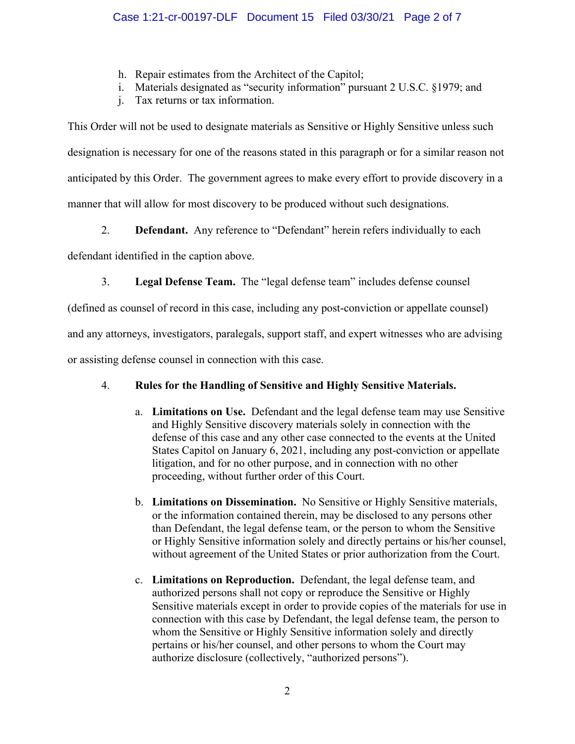h. Repair estimates from the Architect of the Capitol;
i. Materials designated as "security information" pursuant 2 U.S.C. §1979; and
j. Tax returns or tax information.

This Order will not be used to designate materials as Sensitive or Highly Sensitive unless such designation is necessary for one of the reasons stated in this paragraph or for a similar reason not anticipated by this Order. The government agrees to make every effort to provide discovery in a manner that will allow for most discovery to be produced without such designations.

2. **Defendant.** Any reference to "Defendant" herein refers individually to each defendant identified in the caption above.

3. **Legal Defense Team.** The "legal defense team" includes defense counsel (defined as counsel of record in this case, including any post-conviction or appellate counsel) and any attorneys, investigators, paralegals, support staff, and expert witnesses who are advising or assisting defense counsel in connection with this case.

4. **Rules for the Handling of Sensitive and Highly Sensitive Materials.**

a. **Limitations on Use.** Defendant and the legal defense team may use Sensitive and Highly Sensitive discovery materials solely in connection with the defense of this case and any other case connected to the events at the United States Capitol on January 6, 2021, including any post-conviction or appellate litigation, and for no other purpose, and in connection with no other proceeding, without further order of this Court.

b. **Limitations on Dissemination.** No Sensitive or Highly Sensitive materials, or the information contained therein, may be disclosed to any persons other than Defendant, the legal defense team, or the person to whom the Sensitive or Highly Sensitive information solely and directly pertains or his/her counsel, without agreement of the United States or prior authorization from the Court.

c. **Limitations on Reproduction.** Defendant, the legal defense team, and authorized persons shall not copy or reproduce the Sensitive or Highly Sensitive materials except in order to provide copies of the materials for use in connection with this case by Defendant, the legal defense team, the person to whom the Sensitive or Highly Sensitive information solely and directly pertains or his/her counsel, and other persons to whom the Court may authorize disclosure (collectively, "authorized persons").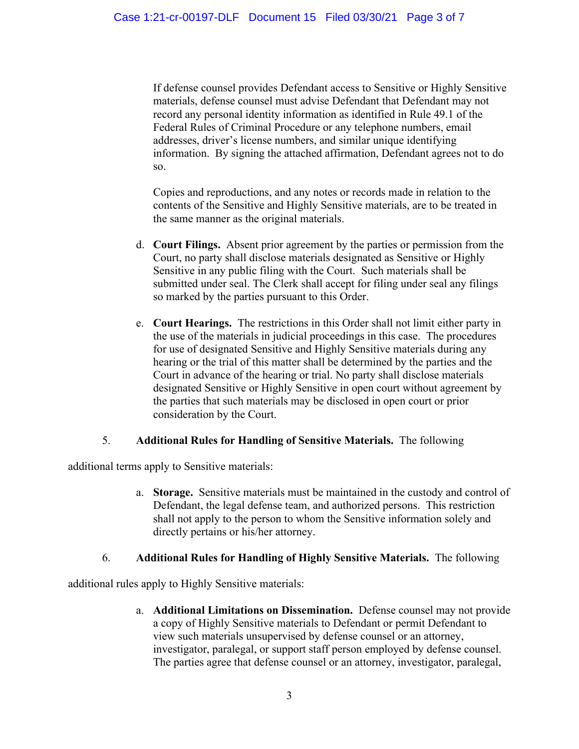If defense counsel provides Defendant access to Sensitive or Highly Sensitive materials, defense counsel must advise Defendant that Defendant may not record any personal identity information as identified in Rule 49.1 of the Federal Rules of Criminal Procedure or any telephone numbers, email addresses, driver's license numbers, and similar unique identifying information. By signing the attached affirmation, Defendant agrees not to do so.

Copies and reproductions, and any notes or records made in relation to the contents of the Sensitive and Highly Sensitive materials, are to be treated in the same manner as the original materials.

d. **Court Filings.** Absent prior agreement by the parties or permission from the Court, no party shall disclose materials designated as Sensitive or Highly Sensitive in any public filing with the Court. Such materials shall be submitted under seal. The Clerk shall accept for filing under seal any filings so marked by the parties pursuant to this Order.

e. **Court Hearings.** The restrictions in this Order shall not limit either party in the use of the materials in judicial proceedings in this case. The procedures for use of designated Sensitive and Highly Sensitive materials during any hearing or the trial of this matter shall be determined by the parties and the Court in advance of the hearing or trial. No party shall disclose materials designated Sensitive or Highly Sensitive in open court without agreement by the parties that such materials may be disclosed in open court or prior consideration by the Court.

5. **Additional Rules for Handling of Sensitive Materials.** The following additional terms apply to Sensitive materials:

a. **Storage.** Sensitive materials must be maintained in the custody and control of Defendant, the legal defense team, and authorized persons. This restriction shall not apply to the person to whom the Sensitive information solely and directly pertains or his/her attorney.

6. **Additional Rules for Handling of Highly Sensitive Materials.** The following additional rules apply to Highly Sensitive materials:

a. **Additional Limitations on Dissemination.** Defense counsel may not provide a copy of Highly Sensitive materials to Defendant or permit Defendant to view such materials unsupervised by defense counsel or an attorney, investigator, paralegal, or support staff person employed by defense counsel. The parties agree that defense counsel or an attorney, investigator, paralegal,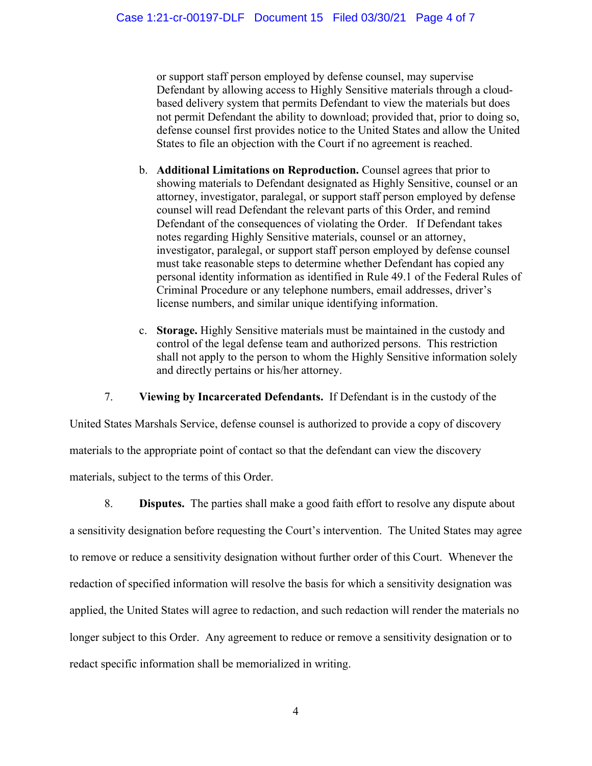or support staff person employed by defense counsel, may supervise Defendant by allowing access to Highly Sensitive materials through a cloud-based delivery system that permits Defendant to view the materials but does not permit Defendant the ability to download; provided that, prior to doing so, defense counsel first provides notice to the United States and allow the United States to file an objection with the Court if no agreement is reached.

b. **Additional Limitations on Reproduction.** Counsel agrees that prior to showing materials to Defendant designated as Highly Sensitive, counsel or an attorney, investigator, paralegal, or support staff person employed by defense counsel will read Defendant the relevant parts of this Order, and remind Defendant of the consequences of violating the Order. If Defendant takes notes regarding Highly Sensitive materials, counsel or an attorney, investigator, paralegal, or support staff person employed by defense counsel must take reasonable steps to determine whether Defendant has copied any personal identity information as identified in Rule 49.1 of the Federal Rules of Criminal Procedure or any telephone numbers, email addresses, driver's license numbers, and similar unique identifying information.

c. **Storage.** Highly Sensitive materials must be maintained in the custody and control of the legal defense team and authorized persons. This restriction shall not apply to the person to whom the Highly Sensitive information solely and directly pertains or his/her attorney.

7. **Viewing by Incarcerated Defendants.** If Defendant is in the custody of the United States Marshals Service, defense counsel is authorized to provide a copy of discovery materials to the appropriate point of contact so that the defendant can view the discovery materials, subject to the terms of this Order.

8. **Disputes.** The parties shall make a good faith effort to resolve any dispute about a sensitivity designation before requesting the Court's intervention. The United States may agree to remove or reduce a sensitivity designation without further order of this Court. Whenever the redaction of specified information will resolve the basis for which a sensitivity designation was applied, the United States will agree to redaction, and such redaction will render the materials no longer subject to this Order. Any agreement to reduce or remove a sensitivity designation or to redact specific information shall be memorialized in writing.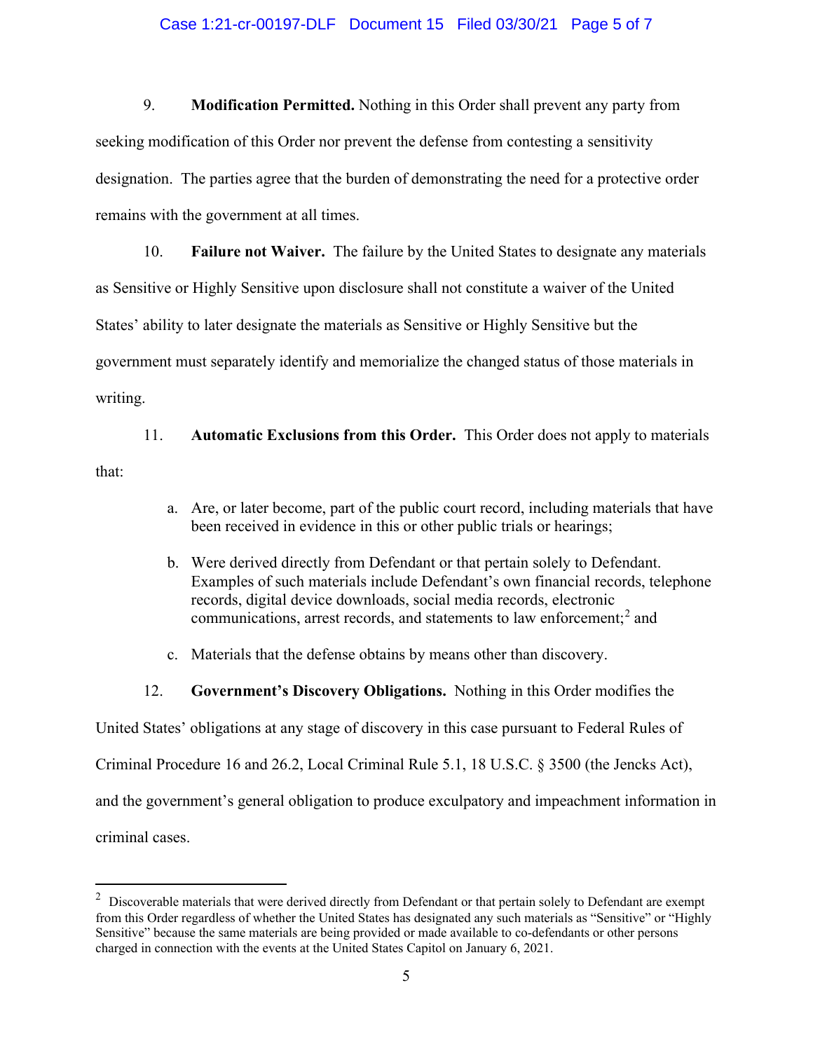9. **Modification Permitted.** Nothing in this Order shall prevent any party from seeking modification of this Order nor prevent the defense from contesting a sensitivity designation. The parties agree that the burden of demonstrating the need for a protective order remains with the government at all times.

10. **Failure not Waiver.** The failure by the United States to designate any materials as Sensitive or Highly Sensitive upon disclosure shall not constitute a waiver of the United States' ability to later designate the materials as Sensitive or Highly Sensitive but the government must separately identify and memorialize the changed status of those materials in writing.

11. **Automatic Exclusions from this Order.** This Order does not apply to materials that:

   a. Are, or later become, part of the public court record, including materials that have been received in evidence in this or other public trials or hearings;

   b. Were derived directly from Defendant or that pertain solely to Defendant. Examples of such materials include Defendant's own financial records, telephone records, digital device downloads, social media records, electronic communications, arrest records, and statements to law enforcement;[2] and

   c. Materials that the defense obtains by means other than discovery.

12. **Government's Discovery Obligations.** Nothing in this Order modifies the United States' obligations at any stage of discovery in this case pursuant to Federal Rules of Criminal Procedure 16 and 26.2, Local Criminal Rule 5.1, 18 U.S.C. § 3500 (the Jencks Act), and the government's general obligation to produce exculpatory and impeachment information in criminal cases.

---

[2] Discoverable materials that were derived directly from Defendant or that pertain solely to Defendant are exempt from this Order regardless of whether the United States has designated any such materials as "Sensitive" or "Highly Sensitive" because the same materials are being provided or made available to co-defendants or other persons charged in connection with the events at the United States Capitol on January 6, 2021.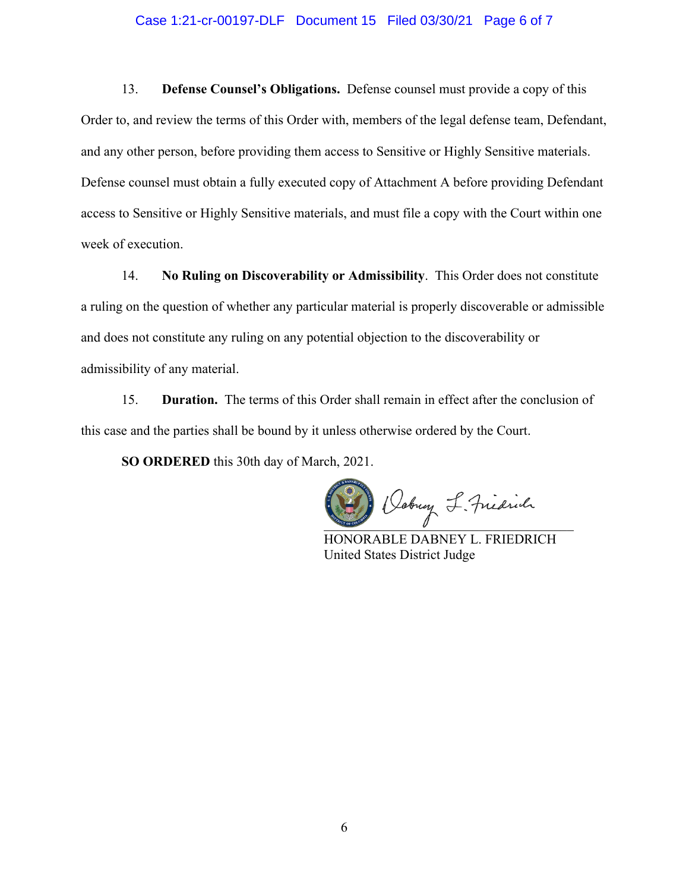13. **Defense Counsel's Obligations.** Defense counsel must provide a copy of this Order to, and review the terms of this Order with, members of the legal defense team, Defendant, and any other person, before providing them access to Sensitive or Highly Sensitive materials. Defense counsel must obtain a fully executed copy of Attachment A before providing Defendant access to Sensitive or Highly Sensitive materials, and must file a copy with the Court within one week of execution.

14. **No Ruling on Discoverability or Admissibility**. This Order does not constitute a ruling on the question of whether any particular material is properly discoverable or admissible and does not constitute any ruling on any potential objection to the discoverability or admissibility of any material.

15. **Duration.** The terms of this Order shall remain in effect after the conclusion of this case and the parties shall be bound by it unless otherwise ordered by the Court.

**SO ORDERED** this 30th day of March, 2021.

HONORABLE DABNEY L. FRIEDRICH
United States District Judge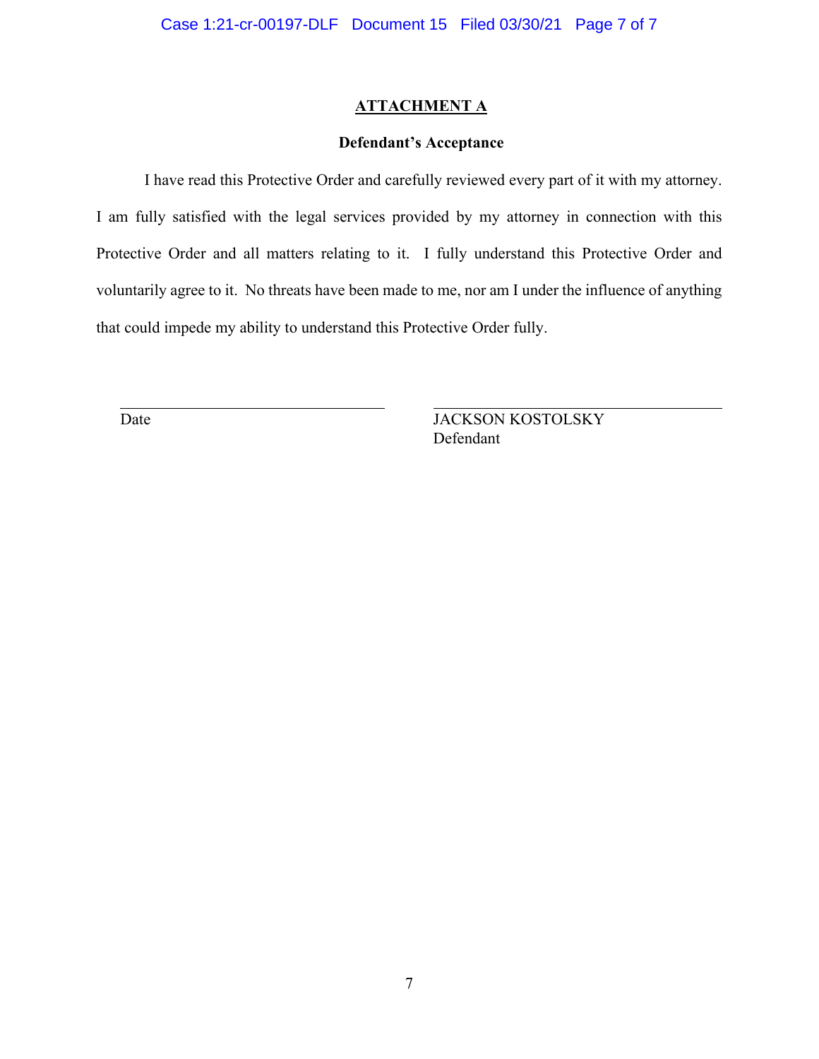**ATTACHMENT A**

**Defendant's Acceptance**

I have read this Protective Order and carefully reviewed every part of it with my attorney. I am fully satisfied with the legal services provided by my attorney in connection with this Protective Order and all matters relating to it. I fully understand this Protective Order and voluntarily agree to it. No threats have been made to me, nor am I under the influence of anything that could impede my ability to understand this Protective Order fully.

______________________________
Date

______________________________
JACKSON KOSTOLSKY
Defendant